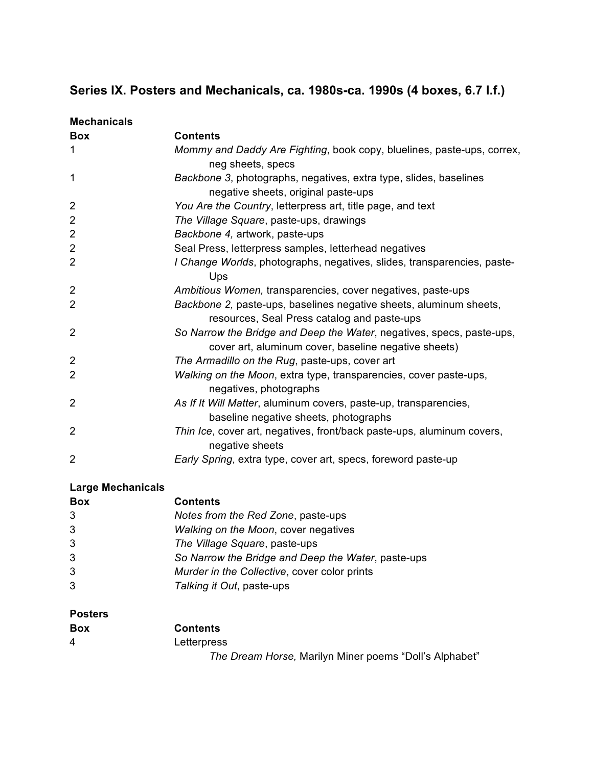## Series IX. Posters and Mechanicals, ca. 1980s-ca. 1990s (4 boxes, 6.7 l.f.)

**Mechanicals**

| Box | Contents |
|---|---|
| 1 | *Mommy and Daddy Are Fighting*, book copy, bluelines, paste-ups, correx, neg sheets, specs |
| 1 | *Backbone 3*, photographs, negatives, extra type, slides, baselines negative sheets, original paste-ups |
| 2 | *You Are the Country*, letterpress art, title page, and text |
| 2 | *The Village Square*, paste-ups, drawings |
| 2 | *Backbone 4,* artwork, paste-ups |
| 2 | Seal Press, letterpress samples, letterhead negatives |
| 2 | *I Change Worlds*, photographs, negatives, slides, transparencies, paste-Ups |
| 2 | *Ambitious Women,* transparencies, cover negatives, paste-ups |
| 2 | *Backbone 2,* paste-ups, baselines negative sheets, aluminum sheets, resources, Seal Press catalog and paste-ups |
| 2 | *So Narrow the Bridge and Deep the Water*, negatives, specs, paste-ups, cover art, aluminum cover, baseline negative sheets) |
| 2 | *The Armadillo on the Rug*, paste-ups, cover art |
| 2 | *Walking on the Moon*, extra type, transparencies, cover paste-ups, negatives, photographs |
| 2 | *As If It Will Matter*, aluminum covers, paste-up, transparencies, baseline negative sheets, photographs |
| 2 | *Thin Ice*, cover art, negatives, front/back paste-ups, aluminum covers, negative sheets |
| 2 | *Early Spring*, extra type, cover art, specs, foreword paste-up |

**Large Mechanicals**

| Box | Contents |
|---|---|
| 3 | *Notes from the Red Zone*, paste-ups |
| 3 | *Walking on the Moon*, cover negatives |
| 3 | *The Village Square*, paste-ups |
| 3 | *So Narrow the Bridge and Deep the Water*, paste-ups |
| 3 | *Murder in the Collective*, cover color prints |
| 3 | *Talking it Out*, paste-ups |

**Posters**

| Box | Contents |
|---|---|
| 4 | Letterpress |
| | *The Dream Horse,* Marilyn Miner poems "Doll's Alphabet" |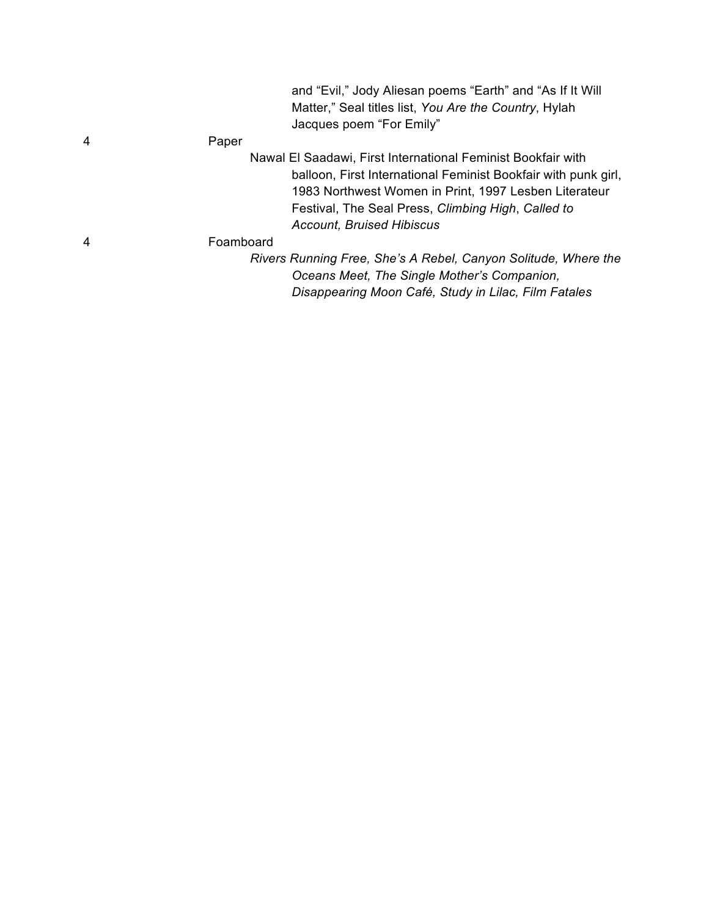and "Evil," Jody Aliesan poems "Earth" and "As If It Will Matter," Seal titles list, *You Are the Country*, Hylah Jacques poem "For Emily"

4 Paper

Nawal El Saadawi, First International Feminist Bookfair with balloon, First International Feminist Bookfair with punk girl, 1983 Northwest Women in Print, 1997 Lesben Literateur Festival, The Seal Press, *Climbing High*, *Called to Account, Bruised Hibiscus*

4 Foamboard

*Rivers Running Free, She's A Rebel, Canyon Solitude, Where the Oceans Meet, The Single Mother's Companion, Disappearing Moon Café, Study in Lilac, Film Fatales*